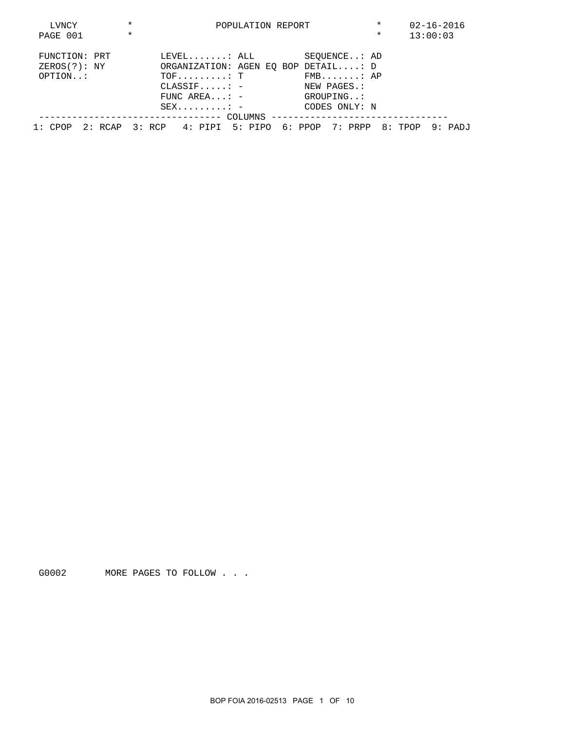```
 LVNCY          *              POPULATION REPORT             *      02-16-2016
 PAGE 001       *                                            *      13:00:03

 FUNCTION: PRT        LEVEL.......: ALL         SEQUENCE..: AD
 ZEROS(?): NY         ORGANIZATION: AGEN EQ BOP DETAIL....: D
 OPTION..:            TOF.........: T           FMB.......: AP
                      CLASSIF.....: -           NEW PAGES.:
                      FUNC AREA...: -           GROUPING..:
                      SEX.........: -           CODES ONLY: N
 --------------------------------- COLUMNS --------------------------------
1: CPOP  2: RCAP  3: RCP   4: PIPI  5: PIPO  6: PPOP  7: PRPP  8: TPOP  9: PADJ
```

```
G0002       MORE PAGES TO FOLLOW . . .
```

BOP FOIA 2016-02513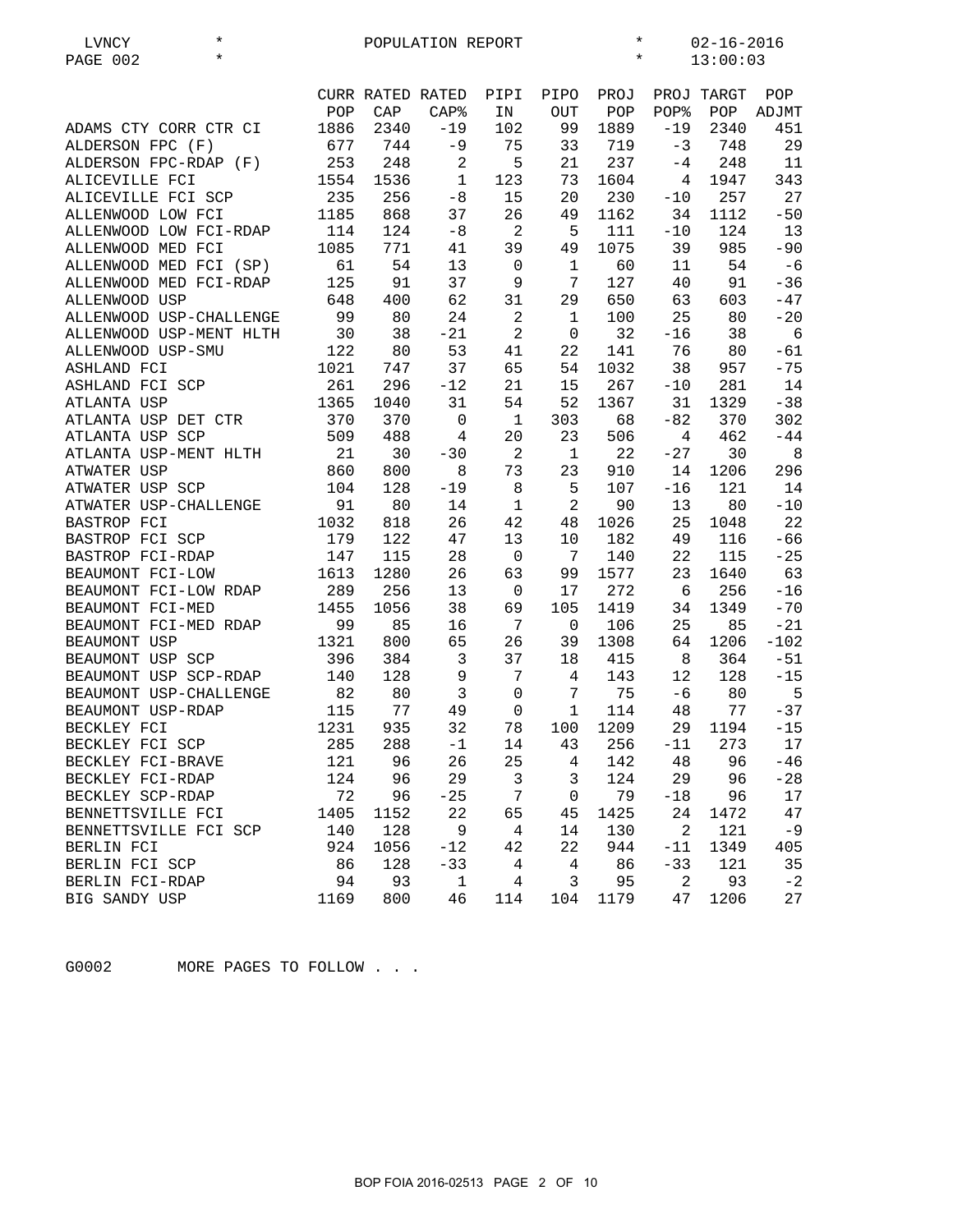LVNCY * POPULATION REPORT * 02-16-2016
PAGE 002 * * 13:00:03

| | CURR POP | RATED CAP | RATED CAP% | PIPI IN | PIPO OUT | PROJ POP | PROJ POP% | TARGT POP | POP ADJMT |
|---|---|---|---|---|---|---|---|---|---|
| ADAMS CTY CORR CTR CI | 1886 | 2340 | -19 | 102 | 99 | 1889 | -19 | 2340 | 451 |
| ALDERSON FPC (F) | 677 | 744 | -9 | 75 | 33 | 719 | -3 | 748 | 29 |
| ALDERSON FPC-RDAP (F) | 253 | 248 | 2 | 5 | 21 | 237 | -4 | 248 | 11 |
| ALICEVILLE FCI | 1554 | 1536 | 1 | 123 | 73 | 1604 | 4 | 1947 | 343 |
| ALICEVILLE FCI SCP | 235 | 256 | -8 | 15 | 20 | 230 | -10 | 257 | 27 |
| ALLENWOOD LOW FCI | 1185 | 868 | 37 | 26 | 49 | 1162 | 34 | 1112 | -50 |
| ALLENWOOD LOW FCI-RDAP | 114 | 124 | -8 | 2 | 5 | 111 | -10 | 124 | 13 |
| ALLENWOOD MED FCI | 1085 | 771 | 41 | 39 | 49 | 1075 | 39 | 985 | -90 |
| ALLENWOOD MED FCI (SP) | 61 | 54 | 13 | 0 | 1 | 60 | 11 | 54 | -6 |
| ALLENWOOD MED FCI-RDAP | 125 | 91 | 37 | 9 | 7 | 127 | 40 | 91 | -36 |
| ALLENWOOD USP | 648 | 400 | 62 | 31 | 29 | 650 | 63 | 603 | -47 |
| ALLENWOOD USP-CHALLENGE | 99 | 80 | 24 | 2 | 1 | 100 | 25 | 80 | -20 |
| ALLENWOOD USP-MENT HLTH | 30 | 38 | -21 | 2 | 0 | 32 | -16 | 38 | 6 |
| ALLENWOOD USP-SMU | 122 | 80 | 53 | 41 | 22 | 141 | 76 | 80 | -61 |
| ASHLAND FCI | 1021 | 747 | 37 | 65 | 54 | 1032 | 38 | 957 | -75 |
| ASHLAND FCI SCP | 261 | 296 | -12 | 21 | 15 | 267 | -10 | 281 | 14 |
| ATLANTA USP | 1365 | 1040 | 31 | 54 | 52 | 1367 | 31 | 1329 | -38 |
| ATLANTA USP DET CTR | 370 | 370 | 0 | 1 | 303 | 68 | -82 | 370 | 302 |
| ATLANTA USP SCP | 509 | 488 | 4 | 20 | 23 | 506 | 4 | 462 | -44 |
| ATLANTA USP-MENT HLTH | 21 | 30 | -30 | 2 | 1 | 22 | -27 | 30 | 8 |
| ATWATER USP | 860 | 800 | 8 | 73 | 23 | 910 | 14 | 1206 | 296 |
| ATWATER USP SCP | 104 | 128 | -19 | 8 | 5 | 107 | -16 | 121 | 14 |
| ATWATER USP-CHALLENGE | 91 | 80 | 14 | 1 | 2 | 90 | 13 | 80 | -10 |
| BASTROP FCI | 1032 | 818 | 26 | 42 | 48 | 1026 | 25 | 1048 | 22 |
| BASTROP FCI SCP | 179 | 122 | 47 | 13 | 10 | 182 | 49 | 116 | -66 |
| BASTROP FCI-RDAP | 147 | 115 | 28 | 0 | 7 | 140 | 22 | 115 | -25 |
| BEAUMONT FCI-LOW | 1613 | 1280 | 26 | 63 | 99 | 1577 | 23 | 1640 | 63 |
| BEAUMONT FCI-LOW RDAP | 289 | 256 | 13 | 0 | 17 | 272 | 6 | 256 | -16 |
| BEAUMONT FCI-MED | 1455 | 1056 | 38 | 69 | 105 | 1419 | 34 | 1349 | -70 |
| BEAUMONT FCI-MED RDAP | 99 | 85 | 16 | 7 | 0 | 106 | 25 | 85 | -21 |
| BEAUMONT USP | 1321 | 800 | 65 | 26 | 39 | 1308 | 64 | 1206 | -102 |
| BEAUMONT USP SCP | 396 | 384 | 3 | 37 | 18 | 415 | 8 | 364 | -51 |
| BEAUMONT USP SCP-RDAP | 140 | 128 | 9 | 7 | 4 | 143 | 12 | 128 | -15 |
| BEAUMONT USP-CHALLENGE | 82 | 80 | 3 | 0 | 7 | 75 | -6 | 80 | 5 |
| BEAUMONT USP-RDAP | 115 | 77 | 49 | 0 | 1 | 114 | 48 | 77 | -37 |
| BECKLEY FCI | 1231 | 935 | 32 | 78 | 100 | 1209 | 29 | 1194 | -15 |
| BECKLEY FCI SCP | 285 | 288 | -1 | 14 | 43 | 256 | -11 | 273 | 17 |
| BECKLEY FCI-BRAVE | 121 | 96 | 26 | 25 | 4 | 142 | 48 | 96 | -46 |
| BECKLEY FCI-RDAP | 124 | 96 | 29 | 3 | 3 | 124 | 29 | 96 | -28 |
| BECKLEY SCP-RDAP | 72 | 96 | -25 | 7 | 0 | 79 | -18 | 96 | 17 |
| BENNETTSVILLE FCI | 1405 | 1152 | 22 | 65 | 45 | 1425 | 24 | 1472 | 47 |
| BENNETTSVILLE FCI SCP | 140 | 128 | 9 | 4 | 14 | 130 | 2 | 121 | -9 |
| BERLIN FCI | 924 | 1056 | -12 | 42 | 22 | 944 | -11 | 1349 | 405 |
| BERLIN FCI SCP | 86 | 128 | -33 | 4 | 4 | 86 | -33 | 121 | 35 |
| BERLIN FCI-RDAP | 94 | 93 | 1 | 4 | 3 | 95 | 2 | 93 | -2 |
| BIG SANDY USP | 1169 | 800 | 46 | 114 | 104 | 1179 | 47 | 1206 | 27 |

G0002 MORE PAGES TO FOLLOW . . .

BOP FOIA 2016-02513 PAGE 2 OF 10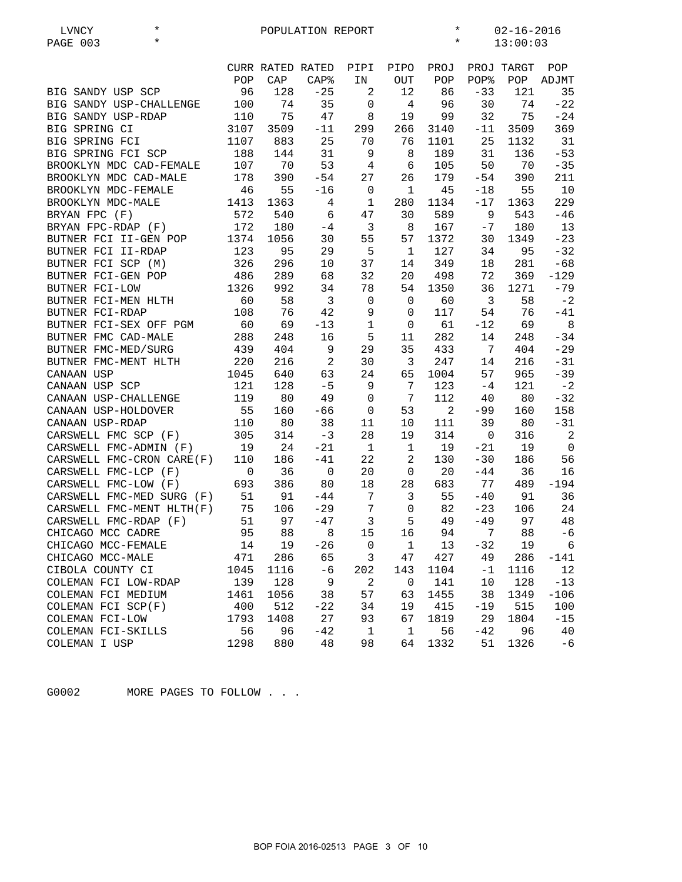LVNCY * POPULATION REPORT * 02-16-2016
PAGE 003 * * 13:00:03

| | CURR POP | RATED CAP | RATED CAP% | PIPI IN | PIPO OUT | PROJ POP | PROJ POP% | TARGT POP | POP ADJMT |
|---|---|---|---|---|---|---|---|---|---|
| BIG SANDY USP SCP | 96 | 128 | -25 | 2 | 12 | 86 | -33 | 121 | 35 |
| BIG SANDY USP-CHALLENGE | 100 | 74 | 35 | 0 | 4 | 96 | 30 | 74 | -22 |
| BIG SANDY USP-RDAP | 110 | 75 | 47 | 8 | 19 | 99 | 32 | 75 | -24 |
| BIG SPRING CI | 3107 | 3509 | -11 | 299 | 266 | 3140 | -11 | 3509 | 369 |
| BIG SPRING FCI | 1107 | 883 | 25 | 70 | 76 | 1101 | 25 | 1132 | 31 |
| BIG SPRING FCI SCP | 188 | 144 | 31 | 9 | 8 | 189 | 31 | 136 | -53 |
| BROOKLYN MDC CAD-FEMALE | 107 | 70 | 53 | 4 | 6 | 105 | 50 | 70 | -35 |
| BROOKLYN MDC CAD-MALE | 178 | 390 | -54 | 27 | 26 | 179 | -54 | 390 | 211 |
| BROOKLYN MDC-FEMALE | 46 | 55 | -16 | 0 | 1 | 45 | -18 | 55 | 10 |
| BROOKLYN MDC-MALE | 1413 | 1363 | 4 | 1 | 280 | 1134 | -17 | 1363 | 229 |
| BRYAN FPC (F) | 572 | 540 | 6 | 47 | 30 | 589 | 9 | 543 | -46 |
| BRYAN FPC-RDAP (F) | 172 | 180 | -4 | 3 | 8 | 167 | -7 | 180 | 13 |
| BUTNER FCI II-GEN POP | 1374 | 1056 | 30 | 55 | 57 | 1372 | 30 | 1349 | -23 |
| BUTNER FCI II-RDAP | 123 | 95 | 29 | 5 | 1 | 127 | 34 | 95 | -32 |
| BUTNER FCI SCP (M) | 326 | 296 | 10 | 37 | 14 | 349 | 18 | 281 | -68 |
| BUTNER FCI-GEN POP | 486 | 289 | 68 | 32 | 20 | 498 | 72 | 369 | -129 |
| BUTNER FCI-LOW | 1326 | 992 | 34 | 78 | 54 | 1350 | 36 | 1271 | -79 |
| BUTNER FCI-MEN HLTH | 60 | 58 | 3 | 0 | 0 | 60 | 3 | 58 | -2 |
| BUTNER FCI-RDAP | 108 | 76 | 42 | 9 | 0 | 117 | 54 | 76 | -41 |
| BUTNER FCI-SEX OFF PGM | 60 | 69 | -13 | 1 | 0 | 61 | -12 | 69 | 8 |
| BUTNER FMC CAD-MALE | 288 | 248 | 16 | 5 | 11 | 282 | 14 | 248 | -34 |
| BUTNER FMC-MED/SURG | 439 | 404 | 9 | 29 | 35 | 433 | 7 | 404 | -29 |
| BUTNER FMC-MENT HLTH | 220 | 216 | 2 | 30 | 3 | 247 | 14 | 216 | -31 |
| CANAAN USP | 1045 | 640 | 63 | 24 | 65 | 1004 | 57 | 965 | -39 |
| CANAAN USP SCP | 121 | 128 | -5 | 9 | 7 | 123 | -4 | 121 | -2 |
| CANAAN USP-CHALLENGE | 119 | 80 | 49 | 0 | 7 | 112 | 40 | 80 | -32 |
| CANAAN USP-HOLDOVER | 55 | 160 | -66 | 0 | 53 | 2 | -99 | 160 | 158 |
| CANAAN USP-RDAP | 110 | 80 | 38 | 11 | 10 | 111 | 39 | 80 | -31 |
| CARSWELL FMC SCP (F) | 305 | 314 | -3 | 28 | 19 | 314 | 0 | 316 | 2 |
| CARSWELL FMC-ADMIN (F) | 19 | 24 | -21 | 1 | 1 | 19 | -21 | 19 | 0 |
| CARSWELL FMC-CRON CARE(F) | 110 | 186 | -41 | 22 | 2 | 130 | -30 | 186 | 56 |
| CARSWELL FMC-LCP (F) | 0 | 36 | 0 | 20 | 0 | 20 | -44 | 36 | 16 |
| CARSWELL FMC-LOW (F) | 693 | 386 | 80 | 18 | 28 | 683 | 77 | 489 | -194 |
| CARSWELL FMC-MED SURG (F) | 51 | 91 | -44 | 7 | 3 | 55 | -40 | 91 | 36 |
| CARSWELL FMC-MENT HLTH(F) | 75 | 106 | -29 | 7 | 0 | 82 | -23 | 106 | 24 |
| CARSWELL FMC-RDAP (F) | 51 | 97 | -47 | 3 | 5 | 49 | -49 | 97 | 48 |
| CHICAGO MCC CADRE | 95 | 88 | 8 | 15 | 16 | 94 | 7 | 88 | -6 |
| CHICAGO MCC-FEMALE | 14 | 19 | -26 | 0 | 1 | 13 | -32 | 19 | 6 |
| CHICAGO MCC-MALE | 471 | 286 | 65 | 3 | 47 | 427 | 49 | 286 | -141 |
| CIBOLA COUNTY CI | 1045 | 1116 | -6 | 202 | 143 | 1104 | -1 | 1116 | 12 |
| COLEMAN FCI LOW-RDAP | 139 | 128 | 9 | 2 | 0 | 141 | 10 | 128 | -13 |
| COLEMAN FCI MEDIUM | 1461 | 1056 | 38 | 57 | 63 | 1455 | 38 | 1349 | -106 |
| COLEMAN FCI SCP(F) | 400 | 512 | -22 | 34 | 19 | 415 | -19 | 515 | 100 |
| COLEMAN FCI-LOW | 1793 | 1408 | 27 | 93 | 67 | 1819 | 29 | 1804 | -15 |
| COLEMAN FCI-SKILLS | 56 | 96 | -42 | 1 | 1 | 56 | -42 | 96 | 40 |
| COLEMAN I USP | 1298 | 880 | 48 | 98 | 64 | 1332 | 51 | 1326 | -6 |

G0002 MORE PAGES TO FOLLOW . . .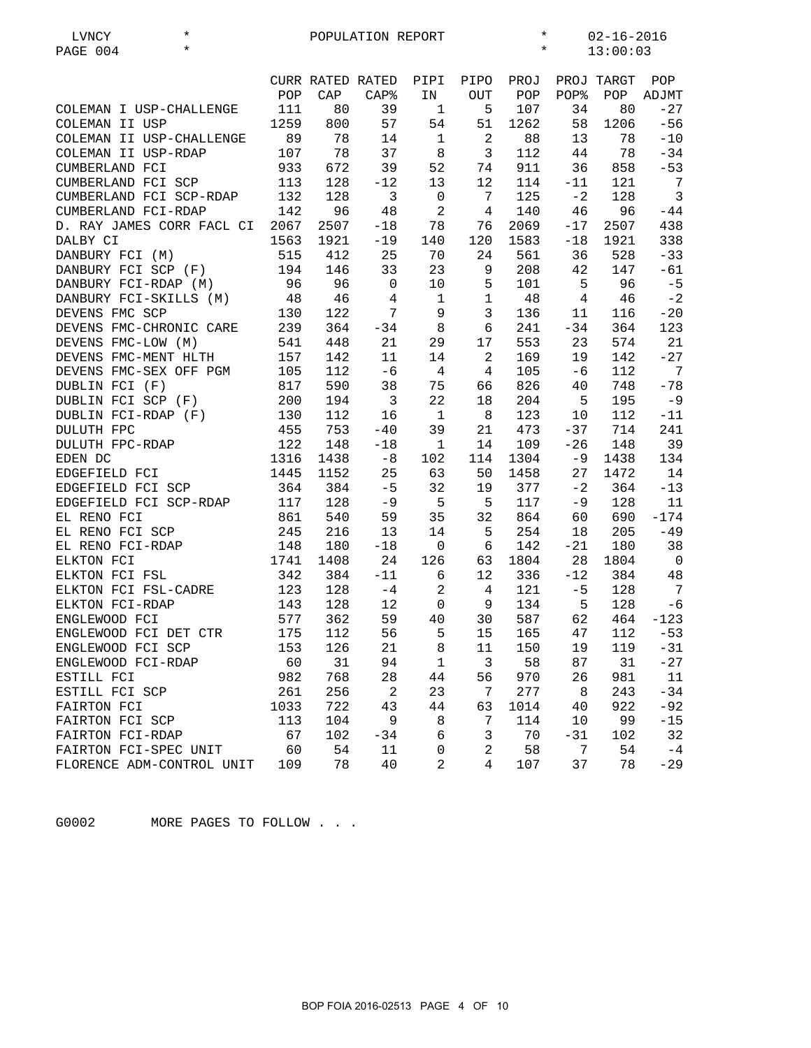LVNCY * POPULATION REPORT * 02-16-2016
PAGE 004 * * 13:00:03

| | CURR POP | RATED CAP | RATED CAP% | PIPI IN | PIPO OUT | PROJ POP | PROJ POP% | TARGT POP | POP ADJMT |
|---|---|---|---|---|---|---|---|---|---|
| COLEMAN I USP-CHALLENGE | 111 | 80 | 39 | 1 | 5 | 107 | 34 | 80 | -27 |
| COLEMAN II USP | 1259 | 800 | 57 | 54 | 51 | 1262 | 58 | 1206 | -56 |
| COLEMAN II USP-CHALLENGE | 89 | 78 | 14 | 1 | 2 | 88 | 13 | 78 | -10 |
| COLEMAN II USP-RDAP | 107 | 78 | 37 | 8 | 3 | 112 | 44 | 78 | -34 |
| CUMBERLAND FCI | 933 | 672 | 39 | 52 | 74 | 911 | 36 | 858 | -53 |
| CUMBERLAND FCI SCP | 113 | 128 | -12 | 13 | 12 | 114 | -11 | 121 | 7 |
| CUMBERLAND FCI SCP-RDAP | 132 | 128 | 3 | 0 | 7 | 125 | -2 | 128 | 3 |
| CUMBERLAND FCI-RDAP | 142 | 96 | 48 | 2 | 4 | 140 | 46 | 96 | -44 |
| D. RAY JAMES CORR FACL CI | 2067 | 2507 | -18 | 78 | 76 | 2069 | -17 | 2507 | 438 |
| DALBY CI | 1563 | 1921 | -19 | 140 | 120 | 1583 | -18 | 1921 | 338 |
| DANBURY FCI (M) | 515 | 412 | 25 | 70 | 24 | 561 | 36 | 528 | -33 |
| DANBURY FCI SCP (F) | 194 | 146 | 33 | 23 | 9 | 208 | 42 | 147 | -61 |
| DANBURY FCI-RDAP (M) | 96 | 96 | 0 | 10 | 5 | 101 | 5 | 96 | -5 |
| DANBURY FCI-SKILLS (M) | 48 | 46 | 4 | 1 | 1 | 48 | 4 | 46 | -2 |
| DEVENS FMC SCP | 130 | 122 | 7 | 9 | 3 | 136 | 11 | 116 | -20 |
| DEVENS FMC-CHRONIC CARE | 239 | 364 | -34 | 8 | 6 | 241 | -34 | 364 | 123 |
| DEVENS FMC-LOW (M) | 541 | 448 | 21 | 29 | 17 | 553 | 23 | 574 | 21 |
| DEVENS FMC-MENT HLTH | 157 | 142 | 11 | 14 | 2 | 169 | 19 | 142 | -27 |
| DEVENS FMC-SEX OFF PGM | 105 | 112 | -6 | 4 | 4 | 105 | -6 | 112 | 7 |
| DUBLIN FCI (F) | 817 | 590 | 38 | 75 | 66 | 826 | 40 | 748 | -78 |
| DUBLIN FCI SCP (F) | 200 | 194 | 3 | 22 | 18 | 204 | 5 | 195 | -9 |
| DUBLIN FCI-RDAP (F) | 130 | 112 | 16 | 1 | 8 | 123 | 10 | 112 | -11 |
| DULUTH FPC | 455 | 753 | -40 | 39 | 21 | 473 | -37 | 714 | 241 |
| DULUTH FPC-RDAP | 122 | 148 | -18 | 1 | 14 | 109 | -26 | 148 | 39 |
| EDEN DC | 1316 | 1438 | -8 | 102 | 114 | 1304 | -9 | 1438 | 134 |
| EDGEFIELD FCI | 1445 | 1152 | 25 | 63 | 50 | 1458 | 27 | 1472 | 14 |
| EDGEFIELD FCI SCP | 364 | 384 | -5 | 32 | 19 | 377 | -2 | 364 | -13 |
| EDGEFIELD FCI SCP-RDAP | 117 | 128 | -9 | 5 | 5 | 117 | -9 | 128 | 11 |
| EL RENO FCI | 861 | 540 | 59 | 35 | 32 | 864 | 60 | 690 | -174 |
| EL RENO FCI SCP | 245 | 216 | 13 | 14 | 5 | 254 | 18 | 205 | -49 |
| EL RENO FCI-RDAP | 148 | 180 | -18 | 0 | 6 | 142 | -21 | 180 | 38 |
| ELKTON FCI | 1741 | 1408 | 24 | 126 | 63 | 1804 | 28 | 1804 | 0 |
| ELKTON FCI FSL | 342 | 384 | -11 | 6 | 12 | 336 | -12 | 384 | 48 |
| ELKTON FCI FSL-CADRE | 123 | 128 | -4 | 2 | 4 | 121 | -5 | 128 | 7 |
| ELKTON FCI-RDAP | 143 | 128 | 12 | 0 | 9 | 134 | 5 | 128 | -6 |
| ENGLEWOOD FCI | 577 | 362 | 59 | 40 | 30 | 587 | 62 | 464 | -123 |
| ENGLEWOOD FCI DET CTR | 175 | 112 | 56 | 5 | 15 | 165 | 47 | 112 | -53 |
| ENGLEWOOD FCI SCP | 153 | 126 | 21 | 8 | 11 | 150 | 19 | 119 | -31 |
| ENGLEWOOD FCI-RDAP | 60 | 31 | 94 | 1 | 3 | 58 | 87 | 31 | -27 |
| ESTILL FCI | 982 | 768 | 28 | 44 | 56 | 970 | 26 | 981 | 11 |
| ESTILL FCI SCP | 261 | 256 | 2 | 23 | 7 | 277 | 8 | 243 | -34 |
| FAIRTON FCI | 1033 | 722 | 43 | 44 | 63 | 1014 | 40 | 922 | -92 |
| FAIRTON FCI SCP | 113 | 104 | 9 | 8 | 7 | 114 | 10 | 99 | -15 |
| FAIRTON FCI-RDAP | 67 | 102 | -34 | 6 | 3 | 70 | -31 | 102 | 32 |
| FAIRTON FCI-SPEC UNIT | 60 | 54 | 11 | 0 | 2 | 58 | 7 | 54 | -4 |
| FLORENCE ADM-CONTROL UNIT | 109 | 78 | 40 | 2 | 4 | 107 | 37 | 78 | -29 |

G0002 MORE PAGES TO FOLLOW . . .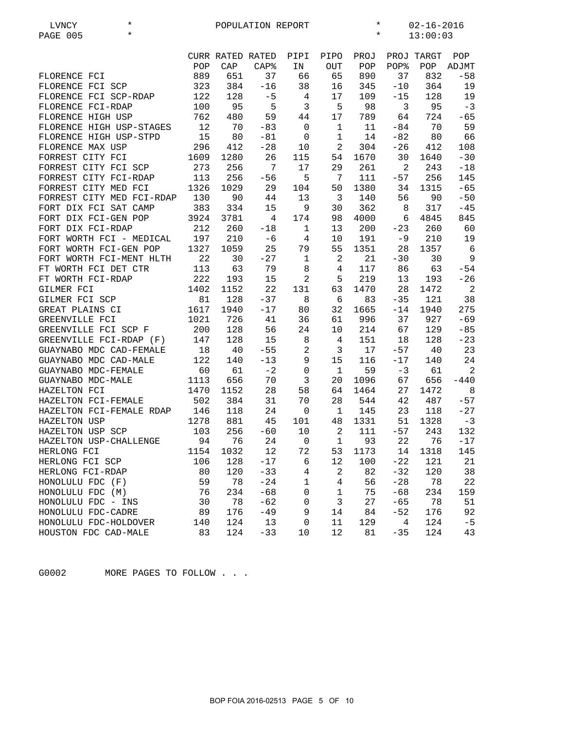LVNCY * POPULATION REPORT * 02-16-2016
PAGE 005 * * 13:00:03

| | CURR POP | RATED CAP | RATED CAP% | PIPI IN | PIPO OUT | PROJ POP | PROJ POP% | TARGT POP | POP ADJMT |
|---|---|---|---|---|---|---|---|---|---|
| FLORENCE FCI | 889 | 651 | 37 | 66 | 65 | 890 | 37 | 832 | -58 |
| FLORENCE FCI SCP | 323 | 384 | -16 | 38 | 16 | 345 | -10 | 364 | 19 |
| FLORENCE FCI SCP-RDAP | 122 | 128 | -5 | 4 | 17 | 109 | -15 | 128 | 19 |
| FLORENCE FCI-RDAP | 100 | 95 | 5 | 3 | 5 | 98 | 3 | 95 | -3 |
| FLORENCE HIGH USP | 762 | 480 | 59 | 44 | 17 | 789 | 64 | 724 | -65 |
| FLORENCE HIGH USP-STAGES | 12 | 70 | -83 | 0 | 1 | 11 | -84 | 70 | 59 |
| FLORENCE HIGH USP-STPD | 15 | 80 | -81 | 0 | 1 | 14 | -82 | 80 | 66 |
| FLORENCE MAX USP | 296 | 412 | -28 | 10 | 2 | 304 | -26 | 412 | 108 |
| FORREST CITY FCI | 1609 | 1280 | 26 | 115 | 54 | 1670 | 30 | 1640 | -30 |
| FORREST CITY FCI SCP | 273 | 256 | 7 | 17 | 29 | 261 | 2 | 243 | -18 |
| FORREST CITY FCI-RDAP | 113 | 256 | -56 | 5 | 7 | 111 | -57 | 256 | 145 |
| FORREST CITY MED FCI | 1326 | 1029 | 29 | 104 | 50 | 1380 | 34 | 1315 | -65 |
| FORREST CITY MED FCI-RDAP | 130 | 90 | 44 | 13 | 3 | 140 | 56 | 90 | -50 |
| FORT DIX FCI SAT CAMP | 383 | 334 | 15 | 9 | 30 | 362 | 8 | 317 | -45 |
| FORT DIX FCI-GEN POP | 3924 | 3781 | 4 | 174 | 98 | 4000 | 6 | 4845 | 845 |
| FORT DIX FCI-RDAP | 212 | 260 | -18 | 1 | 13 | 200 | -23 | 260 | 60 |
| FORT WORTH FCI - MEDICAL | 197 | 210 | -6 | 4 | 10 | 191 | -9 | 210 | 19 |
| FORT WORTH FCI-GEN POP | 1327 | 1059 | 25 | 79 | 55 | 1351 | 28 | 1357 | 6 |
| FORT WORTH FCI-MENT HLTH | 22 | 30 | -27 | 1 | 2 | 21 | -30 | 30 | 9 |
| FT WORTH FCI DET CTR | 113 | 63 | 79 | 8 | 4 | 117 | 86 | 63 | -54 |
| FT WORTH FCI-RDAP | 222 | 193 | 15 | 2 | 5 | 219 | 13 | 193 | -26 |
| GILMER FCI | 1402 | 1152 | 22 | 131 | 63 | 1470 | 28 | 1472 | 2 |
| GILMER FCI SCP | 81 | 128 | -37 | 8 | 6 | 83 | -35 | 121 | 38 |
| GREAT PLAINS CI | 1617 | 1940 | -17 | 80 | 32 | 1665 | -14 | 1940 | 275 |
| GREENVILLE FCI | 1021 | 726 | 41 | 36 | 61 | 996 | 37 | 927 | -69 |
| GREENVILLE FCI SCP F | 200 | 128 | 56 | 24 | 10 | 214 | 67 | 129 | -85 |
| GREENVILLE FCI-RDAP (F) | 147 | 128 | 15 | 8 | 4 | 151 | 18 | 128 | -23 |
| GUAYNABO MDC CAD-FEMALE | 18 | 40 | -55 | 2 | 3 | 17 | -57 | 40 | 23 |
| GUAYNABO MDC CAD-MALE | 122 | 140 | -13 | 9 | 15 | 116 | -17 | 140 | 24 |
| GUAYNABO MDC-FEMALE | 60 | 61 | -2 | 0 | 1 | 59 | -3 | 61 | 2 |
| GUAYNABO MDC-MALE | 1113 | 656 | 70 | 3 | 20 | 1096 | 67 | 656 | -440 |
| HAZELTON FCI | 1470 | 1152 | 28 | 58 | 64 | 1464 | 27 | 1472 | 8 |
| HAZELTON FCI-FEMALE | 502 | 384 | 31 | 70 | 28 | 544 | 42 | 487 | -57 |
| HAZELTON FCI-FEMALE RDAP | 146 | 118 | 24 | 0 | 1 | 145 | 23 | 118 | -27 |
| HAZELTON USP | 1278 | 881 | 45 | 101 | 48 | 1331 | 51 | 1328 | -3 |
| HAZELTON USP SCP | 103 | 256 | -60 | 10 | 2 | 111 | -57 | 243 | 132 |
| HAZELTON USP-CHALLENGE | 94 | 76 | 24 | 0 | 1 | 93 | 22 | 76 | -17 |
| HERLONG FCI | 1154 | 1032 | 12 | 72 | 53 | 1173 | 14 | 1318 | 145 |
| HERLONG FCI SCP | 106 | 128 | -17 | 6 | 12 | 100 | -22 | 121 | 21 |
| HERLONG FCI-RDAP | 80 | 120 | -33 | 4 | 2 | 82 | -32 | 120 | 38 |
| HONOLULU FDC (F) | 59 | 78 | -24 | 1 | 4 | 56 | -28 | 78 | 22 |
| HONOLULU FDC (M) | 76 | 234 | -68 | 0 | 1 | 75 | -68 | 234 | 159 |
| HONOLULU FDC - INS | 30 | 78 | -62 | 0 | 3 | 27 | -65 | 78 | 51 |
| HONOLULU FDC-CADRE | 89 | 176 | -49 | 9 | 14 | 84 | -52 | 176 | 92 |
| HONOLULU FDC-HOLDOVER | 140 | 124 | 13 | 0 | 11 | 129 | 4 | 124 | -5 |
| HOUSTON FDC CAD-MALE | 83 | 124 | -33 | 10 | 12 | 81 | -35 | 124 | 43 |

G0002 MORE PAGES TO FOLLOW . . .

BOP FOIA 2016-02513 PAGE 5 OF 10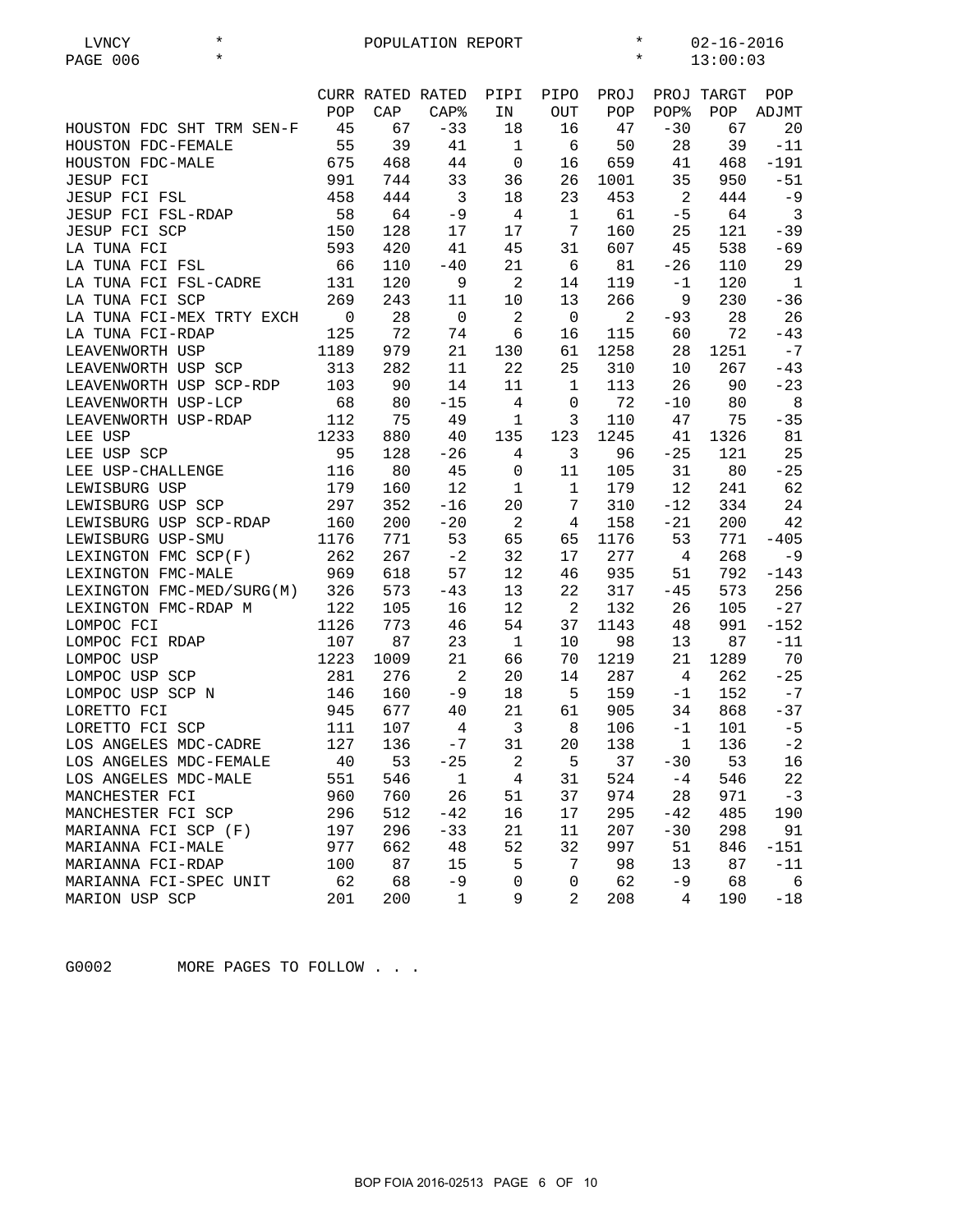LVNCY * POPULATION REPORT * 02-16-2016
PAGE 006 * * 13:00:03

| | CURR POP | RATED CAP | RATED CAP% | PIPI IN | PIPO OUT | PROJ POP | PROJ POP% | TARGT POP | POP ADJMT |
|---|---|---|---|---|---|---|---|---|---|
| HOUSTON FDC SHT TRM SEN-F | 45 | 67 | -33 | 18 | 16 | 47 | -30 | 67 | 20 |
| HOUSTON FDC-FEMALE | 55 | 39 | 41 | 1 | 6 | 50 | 28 | 39 | -11 |
| HOUSTON FDC-MALE | 675 | 468 | 44 | 0 | 16 | 659 | 41 | 468 | -191 |
| JESUP FCI | 991 | 744 | 33 | 36 | 26 | 1001 | 35 | 950 | -51 |
| JESUP FCI FSL | 458 | 444 | 3 | 18 | 23 | 453 | 2 | 444 | -9 |
| JESUP FCI FSL-RDAP | 58 | 64 | -9 | 4 | 1 | 61 | -5 | 64 | 3 |
| JESUP FCI SCP | 150 | 128 | 17 | 17 | 7 | 160 | 25 | 121 | -39 |
| LA TUNA FCI | 593 | 420 | 41 | 45 | 31 | 607 | 45 | 538 | -69 |
| LA TUNA FCI FSL | 66 | 110 | -40 | 21 | 6 | 81 | -26 | 110 | 29 |
| LA TUNA FCI FSL-CADRE | 131 | 120 | 9 | 2 | 14 | 119 | -1 | 120 | 1 |
| LA TUNA FCI SCP | 269 | 243 | 11 | 10 | 13 | 266 | 9 | 230 | -36 |
| LA TUNA FCI-MEX TRTY EXCH | 0 | 28 | 0 | 2 | 0 | 2 | -93 | 28 | 26 |
| LA TUNA FCI-RDAP | 125 | 72 | 74 | 6 | 16 | 115 | 60 | 72 | -43 |
| LEAVENWORTH USP | 1189 | 979 | 21 | 130 | 61 | 1258 | 28 | 1251 | -7 |
| LEAVENWORTH USP SCP | 313 | 282 | 11 | 22 | 25 | 310 | 10 | 267 | -43 |
| LEAVENWORTH USP SCP-RDP | 103 | 90 | 14 | 11 | 1 | 113 | 26 | 90 | -23 |
| LEAVENWORTH USP-LCP | 68 | 80 | -15 | 4 | 0 | 72 | -10 | 80 | 8 |
| LEAVENWORTH USP-RDAP | 112 | 75 | 49 | 1 | 3 | 110 | 47 | 75 | -35 |
| LEE USP | 1233 | 880 | 40 | 135 | 123 | 1245 | 41 | 1326 | 81 |
| LEE USP SCP | 95 | 128 | -26 | 4 | 3 | 96 | -25 | 121 | 25 |
| LEE USP-CHALLENGE | 116 | 80 | 45 | 0 | 11 | 105 | 31 | 80 | -25 |
| LEWISBURG USP | 179 | 160 | 12 | 1 | 1 | 179 | 12 | 241 | 62 |
| LEWISBURG USP SCP | 297 | 352 | -16 | 20 | 7 | 310 | -12 | 334 | 24 |
| LEWISBURG USP SCP-RDAP | 160 | 200 | -20 | 2 | 4 | 158 | -21 | 200 | 42 |
| LEWISBURG USP-SMU | 1176 | 771 | 53 | 65 | 65 | 1176 | 53 | 771 | -405 |
| LEXINGTON FMC SCP(F) | 262 | 267 | -2 | 32 | 17 | 277 | 4 | 268 | -9 |
| LEXINGTON FMC-MALE | 969 | 618 | 57 | 12 | 46 | 935 | 51 | 792 | -143 |
| LEXINGTON FMC-MED/SURG(M) | 326 | 573 | -43 | 13 | 22 | 317 | -45 | 573 | 256 |
| LEXINGTON FMC-RDAP M | 122 | 105 | 16 | 12 | 2 | 132 | 26 | 105 | -27 |
| LOMPOC FCI | 1126 | 773 | 46 | 54 | 37 | 1143 | 48 | 991 | -152 |
| LOMPOC FCI RDAP | 107 | 87 | 23 | 1 | 10 | 98 | 13 | 87 | -11 |
| LOMPOC USP | 1223 | 1009 | 21 | 66 | 70 | 1219 | 21 | 1289 | 70 |
| LOMPOC USP SCP | 281 | 276 | 2 | 20 | 14 | 287 | 4 | 262 | -25 |
| LOMPOC USP SCP N | 146 | 160 | -9 | 18 | 5 | 159 | -1 | 152 | -7 |
| LORETTO FCI | 945 | 677 | 40 | 21 | 61 | 905 | 34 | 868 | -37 |
| LORETTO FCI SCP | 111 | 107 | 4 | 3 | 8 | 106 | -1 | 101 | -5 |
| LOS ANGELES MDC-CADRE | 127 | 136 | -7 | 31 | 20 | 138 | 1 | 136 | -2 |
| LOS ANGELES MDC-FEMALE | 40 | 53 | -25 | 2 | 5 | 37 | -30 | 53 | 16 |
| LOS ANGELES MDC-MALE | 551 | 546 | 1 | 4 | 31 | 524 | -4 | 546 | 22 |
| MANCHESTER FCI | 960 | 760 | 26 | 51 | 37 | 974 | 28 | 971 | -3 |
| MANCHESTER FCI SCP | 296 | 512 | -42 | 16 | 17 | 295 | -42 | 485 | 190 |
| MARIANNA FCI SCP (F) | 197 | 296 | -33 | 21 | 11 | 207 | -30 | 298 | 91 |
| MARIANNA FCI-MALE | 977 | 662 | 48 | 52 | 32 | 997 | 51 | 846 | -151 |
| MARIANNA FCI-RDAP | 100 | 87 | 15 | 5 | 7 | 98 | 13 | 87 | -11 |
| MARIANNA FCI-SPEC UNIT | 62 | 68 | -9 | 0 | 0 | 62 | -9 | 68 | 6 |
| MARION USP SCP | 201 | 200 | 1 | 9 | 2 | 208 | 4 | 190 | -18 |

G0002 MORE PAGES TO FOLLOW . . .

BOP FOIA 2016-02513 PAGE 6 OF 10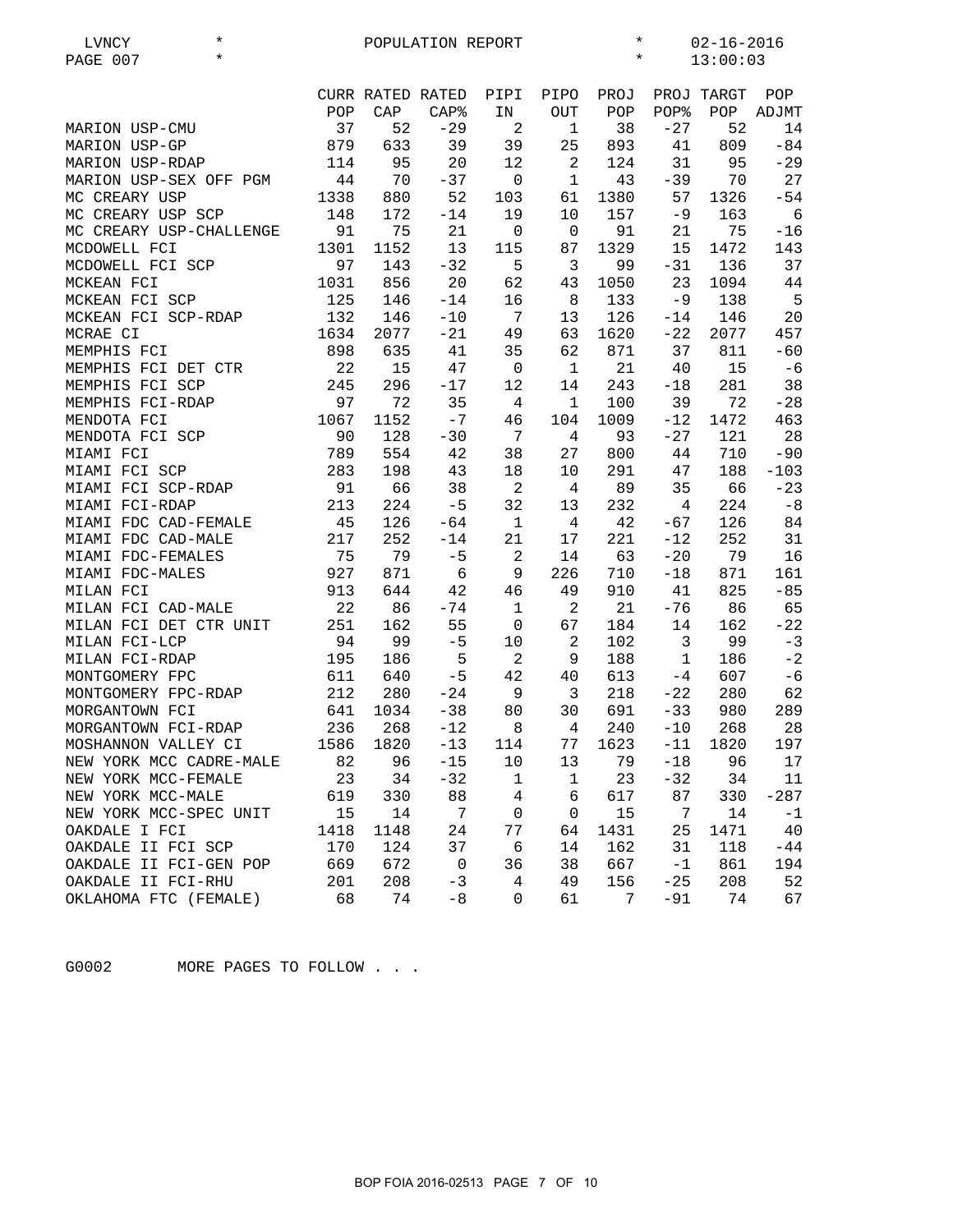LVNCY * POPULATION REPORT * 02-16-2016
PAGE 007 * * 13:00:03

| | CURR POP | RATED CAP | RATED CAP% | PIPI IN | PIPO OUT | PROJ POP | PROJ POP% | TARGT POP | POP ADJMT |
|---|---|---|---|---|---|---|---|---|---|
| MARION USP-CMU | 37 | 52 | -29 | 2 | 1 | 38 | -27 | 52 | 14 |
| MARION USP-GP | 879 | 633 | 39 | 39 | 25 | 893 | 41 | 809 | -84 |
| MARION USP-RDAP | 114 | 95 | 20 | 12 | 2 | 124 | 31 | 95 | -29 |
| MARION USP-SEX OFF PGM | 44 | 70 | -37 | 0 | 1 | 43 | -39 | 70 | 27 |
| MC CREARY USP | 1338 | 880 | 52 | 103 | 61 | 1380 | 57 | 1326 | -54 |
| MC CREARY USP SCP | 148 | 172 | -14 | 19 | 10 | 157 | -9 | 163 | 6 |
| MC CREARY USP-CHALLENGE | 91 | 75 | 21 | 0 | 0 | 91 | 21 | 75 | -16 |
| MCDOWELL FCI | 1301 | 1152 | 13 | 115 | 87 | 1329 | 15 | 1472 | 143 |
| MCDOWELL FCI SCP | 97 | 143 | -32 | 5 | 3 | 99 | -31 | 136 | 37 |
| MCKEAN FCI | 1031 | 856 | 20 | 62 | 43 | 1050 | 23 | 1094 | 44 |
| MCKEAN FCI SCP | 125 | 146 | -14 | 16 | 8 | 133 | -9 | 138 | 5 |
| MCKEAN FCI SCP-RDAP | 132 | 146 | -10 | 7 | 13 | 126 | -14 | 146 | 20 |
| MCRAE CI | 1634 | 2077 | -21 | 49 | 63 | 1620 | -22 | 2077 | 457 |
| MEMPHIS FCI | 898 | 635 | 41 | 35 | 62 | 871 | 37 | 811 | -60 |
| MEMPHIS FCI DET CTR | 22 | 15 | 47 | 0 | 1 | 21 | 40 | 15 | -6 |
| MEMPHIS FCI SCP | 245 | 296 | -17 | 12 | 14 | 243 | -18 | 281 | 38 |
| MEMPHIS FCI-RDAP | 97 | 72 | 35 | 4 | 1 | 100 | 39 | 72 | -28 |
| MENDOTA FCI | 1067 | 1152 | -7 | 46 | 104 | 1009 | -12 | 1472 | 463 |
| MENDOTA FCI SCP | 90 | 128 | -30 | 7 | 4 | 93 | -27 | 121 | 28 |
| MIAMI FCI | 789 | 554 | 42 | 38 | 27 | 800 | 44 | 710 | -90 |
| MIAMI FCI SCP | 283 | 198 | 43 | 18 | 10 | 291 | 47 | 188 | -103 |
| MIAMI FCI SCP-RDAP | 91 | 66 | 38 | 2 | 4 | 89 | 35 | 66 | -23 |
| MIAMI FCI-RDAP | 213 | 224 | -5 | 32 | 13 | 232 | 4 | 224 | -8 |
| MIAMI FDC CAD-FEMALE | 45 | 126 | -64 | 1 | 4 | 42 | -67 | 126 | 84 |
| MIAMI FDC CAD-MALE | 217 | 252 | -14 | 21 | 17 | 221 | -12 | 252 | 31 |
| MIAMI FDC-FEMALES | 75 | 79 | -5 | 2 | 14 | 63 | -20 | 79 | 16 |
| MIAMI FDC-MALES | 927 | 871 | 6 | 9 | 226 | 710 | -18 | 871 | 161 |
| MILAN FCI | 913 | 644 | 42 | 46 | 49 | 910 | 41 | 825 | -85 |
| MILAN FCI CAD-MALE | 22 | 86 | -74 | 1 | 2 | 21 | -76 | 86 | 65 |
| MILAN FCI DET CTR UNIT | 251 | 162 | 55 | 0 | 67 | 184 | 14 | 162 | -22 |
| MILAN FCI-LCP | 94 | 99 | -5 | 10 | 2 | 102 | 3 | 99 | -3 |
| MILAN FCI-RDAP | 195 | 186 | 5 | 2 | 9 | 188 | 1 | 186 | -2 |
| MONTGOMERY FPC | 611 | 640 | -5 | 42 | 40 | 613 | -4 | 607 | -6 |
| MONTGOMERY FPC-RDAP | 212 | 280 | -24 | 9 | 3 | 218 | -22 | 280 | 62 |
| MORGANTOWN FCI | 641 | 1034 | -38 | 80 | 30 | 691 | -33 | 980 | 289 |
| MORGANTOWN FCI-RDAP | 236 | 268 | -12 | 8 | 4 | 240 | -10 | 268 | 28 |
| MOSHANNON VALLEY CI | 1586 | 1820 | -13 | 114 | 77 | 1623 | -11 | 1820 | 197 |
| NEW YORK MCC CADRE-MALE | 82 | 96 | -15 | 10 | 13 | 79 | -18 | 96 | 17 |
| NEW YORK MCC-FEMALE | 23 | 34 | -32 | 1 | 1 | 23 | -32 | 34 | 11 |
| NEW YORK MCC-MALE | 619 | 330 | 88 | 4 | 6 | 617 | 87 | 330 | -287 |
| NEW YORK MCC-SPEC UNIT | 15 | 14 | 7 | 0 | 0 | 15 | 7 | 14 | -1 |
| OAKDALE I FCI | 1418 | 1148 | 24 | 77 | 64 | 1431 | 25 | 1471 | 40 |
| OAKDALE II FCI SCP | 170 | 124 | 37 | 6 | 14 | 162 | 31 | 118 | -44 |
| OAKDALE II FCI-GEN POP | 669 | 672 | 0 | 36 | 38 | 667 | -1 | 861 | 194 |
| OAKDALE II FCI-RHU | 201 | 208 | -3 | 4 | 49 | 156 | -25 | 208 | 52 |
| OKLAHOMA FTC (FEMALE) | 68 | 74 | -8 | 0 | 61 | 7 | -91 | 74 | 67 |

G0002 MORE PAGES TO FOLLOW . . .

BOP FOIA 2016-02513 PAGE 7 OF 10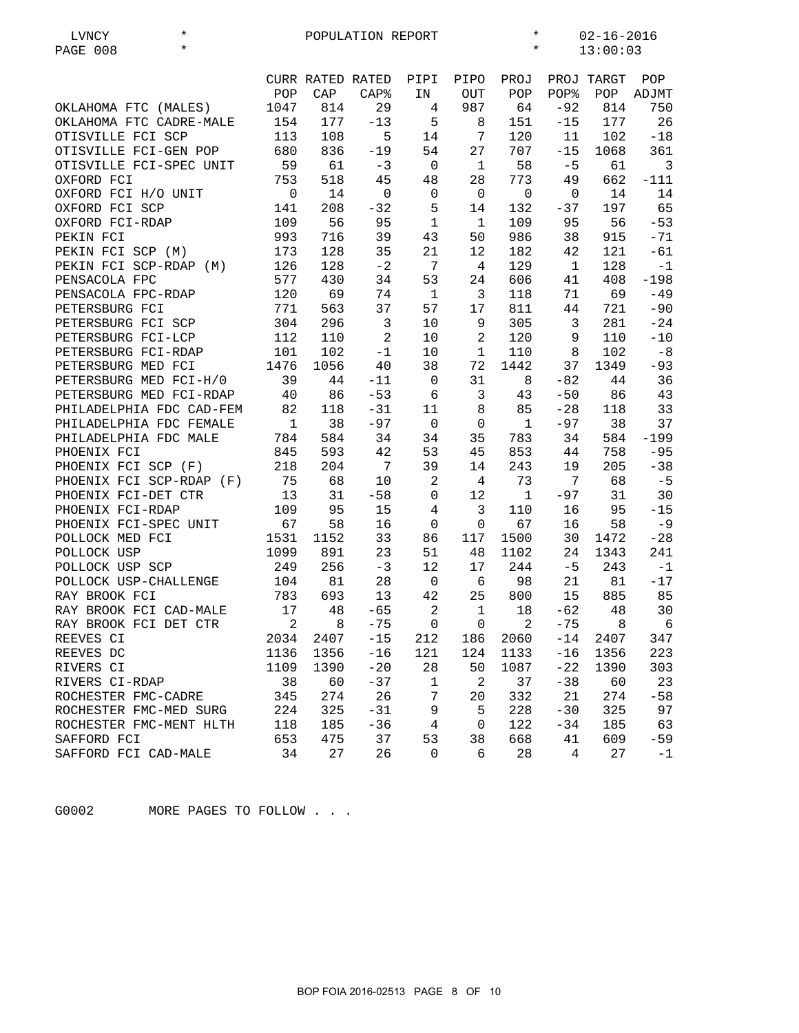LVNCY * POPULATION REPORT * 02-16-2016
PAGE 008 * * 13:00:03

| | CURR POP | RATED CAP | RATED CAP% | PIPI IN | PIPO OUT | PROJ POP | PROJ POP% | TARGT POP | POP ADJMT |
|---|---|---|---|---|---|---|---|---|---|
| OKLAHOMA FTC (MALES) | 1047 | 814 | 29 | 4 | 987 | 64 | -92 | 814 | 750 |
| OKLAHOMA FTC CADRE-MALE | 154 | 177 | -13 | 5 | 8 | 151 | -15 | 177 | 26 |
| OTISVILLE FCI SCP | 113 | 108 | 5 | 14 | 7 | 120 | 11 | 102 | -18 |
| OTISVILLE FCI-GEN POP | 680 | 836 | -19 | 54 | 27 | 707 | -15 | 1068 | 361 |
| OTISVILLE FCI-SPEC UNIT | 59 | 61 | -3 | 0 | 1 | 58 | -5 | 61 | 3 |
| OXFORD FCI | 753 | 518 | 45 | 48 | 28 | 773 | 49 | 662 | -111 |
| OXFORD FCI H/O UNIT | 0 | 14 | 0 | 0 | 0 | 0 | 0 | 14 | 14 |
| OXFORD FCI SCP | 141 | 208 | -32 | 5 | 14 | 132 | -37 | 197 | 65 |
| OXFORD FCI-RDAP | 109 | 56 | 95 | 1 | 1 | 109 | 95 | 56 | -53 |
| PEKIN FCI | 993 | 716 | 39 | 43 | 50 | 986 | 38 | 915 | -71 |
| PEKIN FCI SCP (M) | 173 | 128 | 35 | 21 | 12 | 182 | 42 | 121 | -61 |
| PEKIN FCI SCP-RDAP (M) | 126 | 128 | -2 | 7 | 4 | 129 | 1 | 128 | -1 |
| PENSACOLA FPC | 577 | 430 | 34 | 53 | 24 | 606 | 41 | 408 | -198 |
| PENSACOLA FPC-RDAP | 120 | 69 | 74 | 1 | 3 | 118 | 71 | 69 | -49 |
| PETERSBURG FCI | 771 | 563 | 37 | 57 | 17 | 811 | 44 | 721 | -90 |
| PETERSBURG FCI SCP | 304 | 296 | 3 | 10 | 9 | 305 | 3 | 281 | -24 |
| PETERSBURG FCI-LCP | 112 | 110 | 2 | 10 | 2 | 120 | 9 | 110 | -10 |
| PETERSBURG FCI-RDAP | 101 | 102 | -1 | 10 | 1 | 110 | 8 | 102 | -8 |
| PETERSBURG MED FCI | 1476 | 1056 | 40 | 38 | 72 | 1442 | 37 | 1349 | -93 |
| PETERSBURG MED FCI-H/0 | 39 | 44 | -11 | 0 | 31 | 8 | -82 | 44 | 36 |
| PETERSBURG MED FCI-RDAP | 40 | 86 | -53 | 6 | 3 | 43 | -50 | 86 | 43 |
| PHILADELPHIA FDC CAD-FEM | 82 | 118 | -31 | 11 | 8 | 85 | -28 | 118 | 33 |
| PHILADELPHIA FDC FEMALE | 1 | 38 | -97 | 0 | 0 | 1 | -97 | 38 | 37 |
| PHILADELPHIA FDC MALE | 784 | 584 | 34 | 34 | 35 | 783 | 34 | 584 | -199 |
| PHOENIX FCI | 845 | 593 | 42 | 53 | 45 | 853 | 44 | 758 | -95 |
| PHOENIX FCI SCP (F) | 218 | 204 | 7 | 39 | 14 | 243 | 19 | 205 | -38 |
| PHOENIX FCI SCP-RDAP (F) | 75 | 68 | 10 | 2 | 4 | 73 | 7 | 68 | -5 |
| PHOENIX FCI-DET CTR | 13 | 31 | -58 | 0 | 12 | 1 | -97 | 31 | 30 |
| PHOENIX FCI-RDAP | 109 | 95 | 15 | 4 | 3 | 110 | 16 | 95 | -15 |
| PHOENIX FCI-SPEC UNIT | 67 | 58 | 16 | 0 | 0 | 67 | 16 | 58 | -9 |
| POLLOCK MED FCI | 1531 | 1152 | 33 | 86 | 117 | 1500 | 30 | 1472 | -28 |
| POLLOCK USP | 1099 | 891 | 23 | 51 | 48 | 1102 | 24 | 1343 | 241 |
| POLLOCK USP SCP | 249 | 256 | -3 | 12 | 17 | 244 | -5 | 243 | -1 |
| POLLOCK USP-CHALLENGE | 104 | 81 | 28 | 0 | 6 | 98 | 21 | 81 | -17 |
| RAY BROOK FCI | 783 | 693 | 13 | 42 | 25 | 800 | 15 | 885 | 85 |
| RAY BROOK FCI CAD-MALE | 17 | 48 | -65 | 2 | 1 | 18 | -62 | 48 | 30 |
| RAY BROOK FCI DET CTR | 2 | 8 | -75 | 0 | 0 | 2 | -75 | 8 | 6 |
| REEVES CI | 2034 | 2407 | -15 | 212 | 186 | 2060 | -14 | 2407 | 347 |
| REEVES DC | 1136 | 1356 | -16 | 121 | 124 | 1133 | -16 | 1356 | 223 |
| RIVERS CI | 1109 | 1390 | -20 | 28 | 50 | 1087 | -22 | 1390 | 303 |
| RIVERS CI-RDAP | 38 | 60 | -37 | 1 | 2 | 37 | -38 | 60 | 23 |
| ROCHESTER FMC-CADRE | 345 | 274 | 26 | 7 | 20 | 332 | 21 | 274 | -58 |
| ROCHESTER FMC-MED SURG | 224 | 325 | -31 | 9 | 5 | 228 | -30 | 325 | 97 |
| ROCHESTER FMC-MENT HLTH | 118 | 185 | -36 | 4 | 0 | 122 | -34 | 185 | 63 |
| SAFFORD FCI | 653 | 475 | 37 | 53 | 38 | 668 | 41 | 609 | -59 |
| SAFFORD FCI CAD-MALE | 34 | 27 | 26 | 0 | 6 | 28 | 4 | 27 | -1 |

G0002 MORE PAGES TO FOLLOW . . .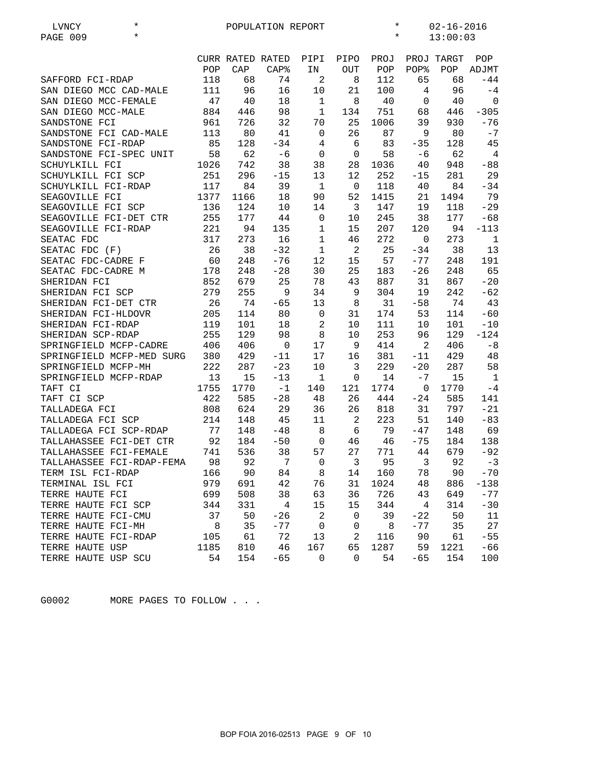LVNCY * POPULATION REPORT * 02-16-2016
PAGE 009 * * 13:00:03

| | CURR POP | RATED CAP | RATED CAP% | PIPI IN | PIPO OUT | PROJ POP | PROJ POP% | TARGT POP | POP ADJMT |
|---|---|---|---|---|---|---|---|---|---|
| SAFFORD FCI-RDAP | 118 | 68 | 74 | 2 | 8 | 112 | 65 | 68 | -44 |
| SAN DIEGO MCC CAD-MALE | 111 | 96 | 16 | 10 | 21 | 100 | 4 | 96 | -4 |
| SAN DIEGO MCC-FEMALE | 47 | 40 | 18 | 1 | 8 | 40 | 0 | 40 | 0 |
| SAN DIEGO MCC-MALE | 884 | 446 | 98 | 1 | 134 | 751 | 68 | 446 | -305 |
| SANDSTONE FCI | 961 | 726 | 32 | 70 | 25 | 1006 | 39 | 930 | -76 |
| SANDSTONE FCI CAD-MALE | 113 | 80 | 41 | 0 | 26 | 87 | 9 | 80 | -7 |
| SANDSTONE FCI-RDAP | 85 | 128 | -34 | 4 | 6 | 83 | -35 | 128 | 45 |
| SANDSTONE FCI-SPEC UNIT | 58 | 62 | -6 | 0 | 0 | 58 | -6 | 62 | 4 |
| SCHUYLKILL FCI | 1026 | 742 | 38 | 38 | 28 | 1036 | 40 | 948 | -88 |
| SCHUYLKILL FCI SCP | 251 | 296 | -15 | 13 | 12 | 252 | -15 | 281 | 29 |
| SCHUYLKILL FCI-RDAP | 117 | 84 | 39 | 1 | 0 | 118 | 40 | 84 | -34 |
| SEAGOVILLE FCI | 1377 | 1166 | 18 | 90 | 52 | 1415 | 21 | 1494 | 79 |
| SEAGOVILLE FCI SCP | 136 | 124 | 10 | 14 | 3 | 147 | 19 | 118 | -29 |
| SEAGOVILLE FCI-DET CTR | 255 | 177 | 44 | 0 | 10 | 245 | 38 | 177 | -68 |
| SEAGOVILLE FCI-RDAP | 221 | 94 | 135 | 1 | 15 | 207 | 120 | 94 | -113 |
| SEATAC FDC | 317 | 273 | 16 | 1 | 46 | 272 | 0 | 273 | 1 |
| SEATAC FDC (F) | 26 | 38 | -32 | 1 | 2 | 25 | -34 | 38 | 13 |
| SEATAC FDC-CADRE F | 60 | 248 | -76 | 12 | 15 | 57 | -77 | 248 | 191 |
| SEATAC FDC-CADRE M | 178 | 248 | -28 | 30 | 25 | 183 | -26 | 248 | 65 |
| SHERIDAN FCI | 852 | 679 | 25 | 78 | 43 | 887 | 31 | 867 | -20 |
| SHERIDAN FCI SCP | 279 | 255 | 9 | 34 | 9 | 304 | 19 | 242 | -62 |
| SHERIDAN FCI-DET CTR | 26 | 74 | -65 | 13 | 8 | 31 | -58 | 74 | 43 |
| SHERIDAN FCI-HLDOVR | 205 | 114 | 80 | 0 | 31 | 174 | 53 | 114 | -60 |
| SHERIDAN FCI-RDAP | 119 | 101 | 18 | 2 | 10 | 111 | 10 | 101 | -10 |
| SHERIDAN SCP-RDAP | 255 | 129 | 98 | 8 | 10 | 253 | 96 | 129 | -124 |
| SPRINGFIELD MCFP-CADRE | 406 | 406 | 0 | 17 | 9 | 414 | 2 | 406 | -8 |
| SPRINGFIELD MCFP-MED SURG | 380 | 429 | -11 | 17 | 16 | 381 | -11 | 429 | 48 |
| SPRINGFIELD MCFP-MH | 222 | 287 | -23 | 10 | 3 | 229 | -20 | 287 | 58 |
| SPRINGFIELD MCFP-RDAP | 13 | 15 | -13 | 1 | 0 | 14 | -7 | 15 | 1 |
| TAFT CI | 1755 | 1770 | -1 | 140 | 121 | 1774 | 0 | 1770 | -4 |
| TAFT CI SCP | 422 | 585 | -28 | 48 | 26 | 444 | -24 | 585 | 141 |
| TALLADEGA FCI | 808 | 624 | 29 | 36 | 26 | 818 | 31 | 797 | -21 |
| TALLADEGA FCI SCP | 214 | 148 | 45 | 11 | 2 | 223 | 51 | 140 | -83 |
| TALLADEGA FCI SCP-RDAP | 77 | 148 | -48 | 8 | 6 | 79 | -47 | 148 | 69 |
| TALLAHASSEE FCI-DET CTR | 92 | 184 | -50 | 0 | 46 | 46 | -75 | 184 | 138 |
| TALLAHASSEE FCI-FEMALE | 741 | 536 | 38 | 57 | 27 | 771 | 44 | 679 | -92 |
| TALLAHASSEE FCI-RDAP-FEMA | 98 | 92 | 7 | 0 | 3 | 95 | 3 | 92 | -3 |
| TERM ISL FCI-RDAP | 166 | 90 | 84 | 8 | 14 | 160 | 78 | 90 | -70 |
| TERMINAL ISL FCI | 979 | 691 | 42 | 76 | 31 | 1024 | 48 | 886 | -138 |
| TERRE HAUTE FCI | 699 | 508 | 38 | 63 | 36 | 726 | 43 | 649 | -77 |
| TERRE HAUTE FCI SCP | 344 | 331 | 4 | 15 | 15 | 344 | 4 | 314 | -30 |
| TERRE HAUTE FCI-CMU | 37 | 50 | -26 | 2 | 0 | 39 | -22 | 50 | 11 |
| TERRE HAUTE FCI-MH | 8 | 35 | -77 | 0 | 0 | 8 | -77 | 35 | 27 |
| TERRE HAUTE FCI-RDAP | 105 | 61 | 72 | 13 | 2 | 116 | 90 | 61 | -55 |
| TERRE HAUTE USP | 1185 | 810 | 46 | 167 | 65 | 1287 | 59 | 1221 | -66 |
| TERRE HAUTE USP SCU | 54 | 154 | -65 | 0 | 0 | 54 | -65 | 154 | 100 |

G0002 MORE PAGES TO FOLLOW . . .

BOP FOIA 2016-02513 PAGE 9 OF 10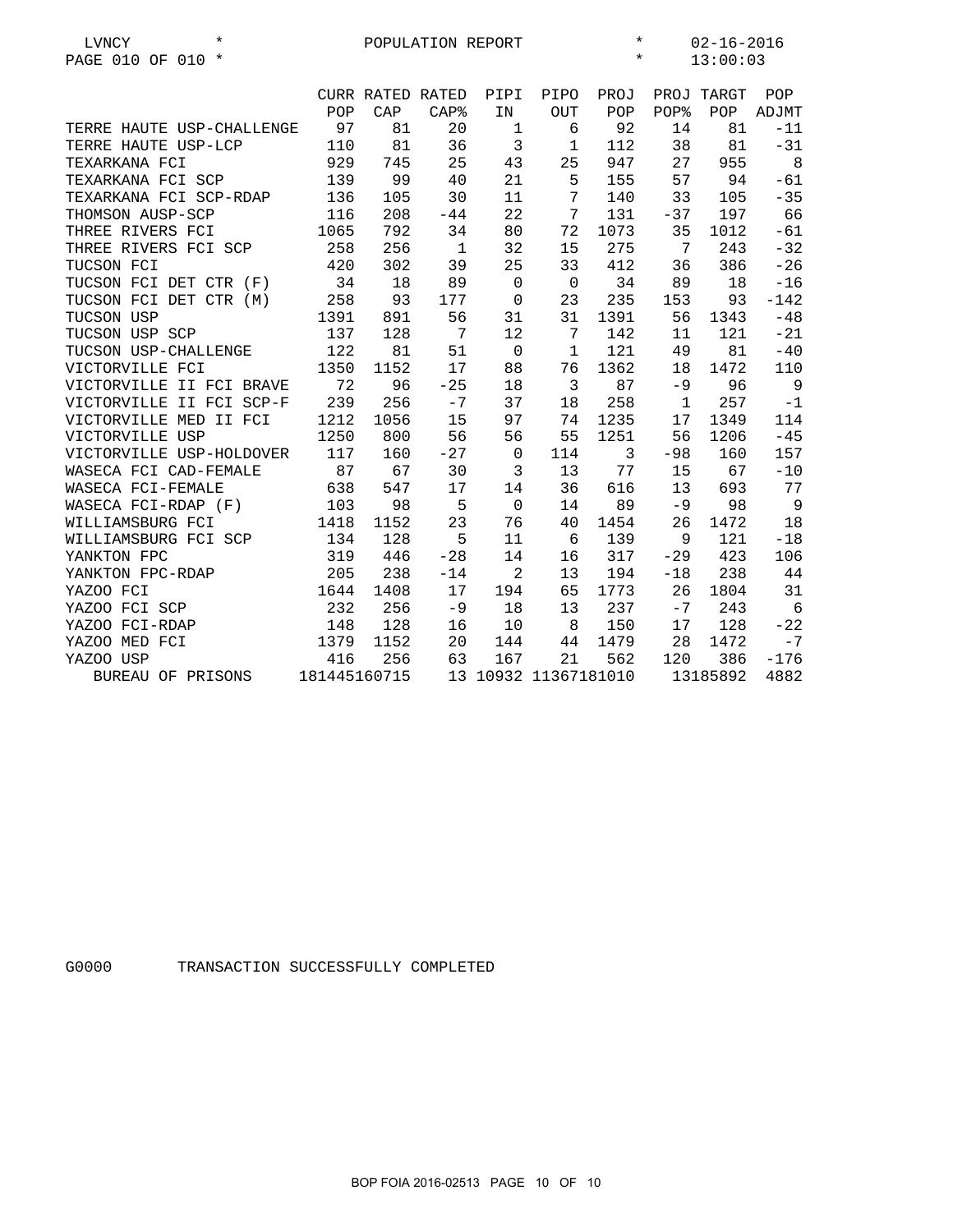| | CURR POP | RATED CAP | RATED CAP% | PIPI IN | PIPO OUT | PROJ POP | PROJ POP% | TARGT POP | POP ADJMT |
|---|---|---|---|---|---|---|---|---|---|
| TERRE HAUTE USP-CHALLENGE | 97 | 81 | 20 | 1 | 6 | 92 | 14 | 81 | -11 |
| TERRE HAUTE USP-LCP | 110 | 81 | 36 | 3 | 1 | 112 | 38 | 81 | -31 |
| TEXARKANA FCI | 929 | 745 | 25 | 43 | 25 | 947 | 27 | 955 | 8 |
| TEXARKANA FCI SCP | 139 | 99 | 40 | 21 | 5 | 155 | 57 | 94 | -61 |
| TEXARKANA FCI SCP-RDAP | 136 | 105 | 30 | 11 | 7 | 140 | 33 | 105 | -35 |
| THOMSON AUSP-SCP | 116 | 208 | -44 | 22 | 7 | 131 | -37 | 197 | 66 |
| THREE RIVERS FCI | 1065 | 792 | 34 | 80 | 72 | 1073 | 35 | 1012 | -61 |
| THREE RIVERS FCI SCP | 258 | 256 | 1 | 32 | 15 | 275 | 7 | 243 | -32 |
| TUCSON FCI | 420 | 302 | 39 | 25 | 33 | 412 | 36 | 386 | -26 |
| TUCSON FCI DET CTR (F) | 34 | 18 | 89 | 0 | 0 | 34 | 89 | 18 | -16 |
| TUCSON FCI DET CTR (M) | 258 | 93 | 177 | 0 | 23 | 235 | 153 | 93 | -142 |
| TUCSON USP | 1391 | 891 | 56 | 31 | 31 | 1391 | 56 | 1343 | -48 |
| TUCSON USP SCP | 137 | 128 | 7 | 12 | 7 | 142 | 11 | 121 | -21 |
| TUCSON USP-CHALLENGE | 122 | 81 | 51 | 0 | 1 | 121 | 49 | 81 | -40 |
| VICTORVILLE FCI | 1350 | 1152 | 17 | 88 | 76 | 1362 | 18 | 1472 | 110 |
| VICTORVILLE II FCI BRAVE | 72 | 96 | -25 | 18 | 3 | 87 | -9 | 96 | 9 |
| VICTORVILLE II FCI SCP-F | 239 | 256 | -7 | 37 | 18 | 258 | 1 | 257 | -1 |
| VICTORVILLE MED II FCI | 1212 | 1056 | 15 | 97 | 74 | 1235 | 17 | 1349 | 114 |
| VICTORVILLE USP | 1250 | 800 | 56 | 56 | 55 | 1251 | 56 | 1206 | -45 |
| VICTORVILLE USP-HOLDOVER | 117 | 160 | -27 | 0 | 114 | 3 | -98 | 160 | 157 |
| WASECA FCI CAD-FEMALE | 87 | 67 | 30 | 3 | 13 | 77 | 15 | 67 | -10 |
| WASECA FCI-FEMALE | 638 | 547 | 17 | 14 | 36 | 616 | 13 | 693 | 77 |
| WASECA FCI-RDAP (F) | 103 | 98 | 5 | 0 | 14 | 89 | -9 | 98 | 9 |
| WILLIAMSBURG FCI | 1418 | 1152 | 23 | 76 | 40 | 1454 | 26 | 1472 | 18 |
| WILLIAMSBURG FCI SCP | 134 | 128 | 5 | 11 | 6 | 139 | 9 | 121 | -18 |
| YANKTON FPC | 319 | 446 | -28 | 14 | 16 | 317 | -29 | 423 | 106 |
| YANKTON FPC-RDAP | 205 | 238 | -14 | 2 | 13 | 194 | -18 | 238 | 44 |
| YAZOO FCI | 1644 | 1408 | 17 | 194 | 65 | 1773 | 26 | 1804 | 31 |
| YAZOO FCI SCP | 232 | 256 | -9 | 18 | 13 | 237 | -7 | 243 | 6 |
| YAZOO FCI-RDAP | 148 | 128 | 16 | 10 | 8 | 150 | 17 | 128 | -22 |
| YAZOO MED FCI | 1379 | 1152 | 20 | 144 | 44 | 1479 | 28 | 1472 | -7 |
| YAZOO USP | 416 | 256 | 63 | 167 | 21 | 562 | 120 | 386 | -176 |
| BUREAU OF PRISONS | 181445 | 160715 | 13 | 10932 | 11367 | 181010 | 13 | 185892 | 4882 |

G0000 TRANSACTION SUCCESSFULLY COMPLETED